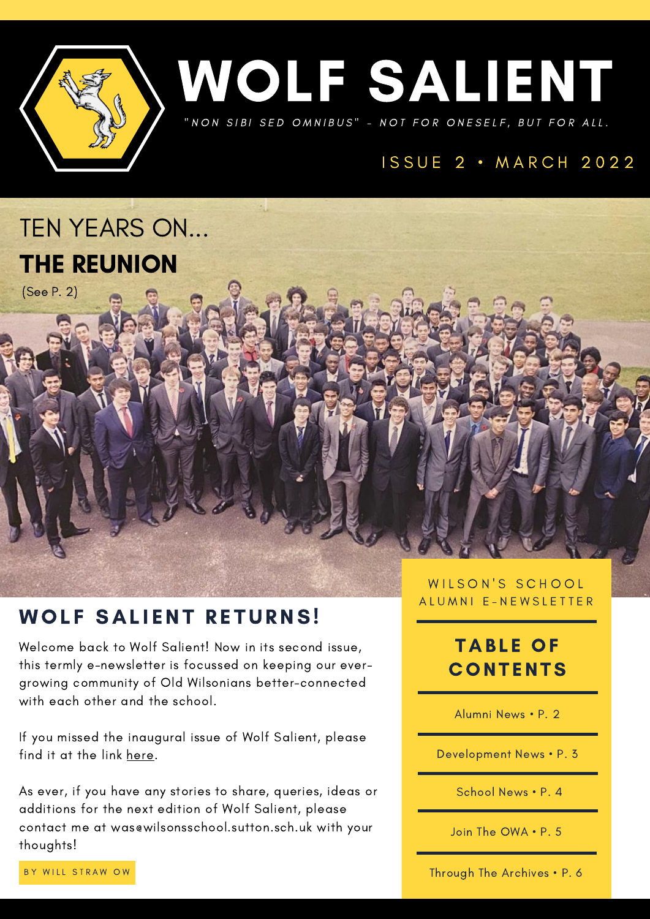# WOLF SALIENT

*"NON SIBI SED OMNIBUS" - NOT FOR ONESELF, BUT FOR ALL.*

ISSUE 2 • MARCH 2022

TEN YEARS ON...

**THE REUNION**

(See P. 2)

WILSON'S SCHOOL ALUMNI E-NEWSLETTER

## TABLE OF CONTENTS

- Alumni News • P. 2
- Development News • P. 3
- School News • P. 4
- Join The OWA • P. 5
- Through The Archives • P. 6

## WOLF SALIENT RETURNS!

Welcome back to Wolf Salient! Now in its second issue, this termly e-newsletter is focussed on keeping our ever-growing community of Old Wilsonians better-connected with each other and the school.

If you missed the inaugural issue of Wolf Salient, please find it at the link here.

As ever, if you have any stories to share, queries, ideas or additions for the next edition of Wolf Salient, please contact me at was@wilsonsschool.sutton.sch.uk with your thoughts!

BY WILL STRAW OW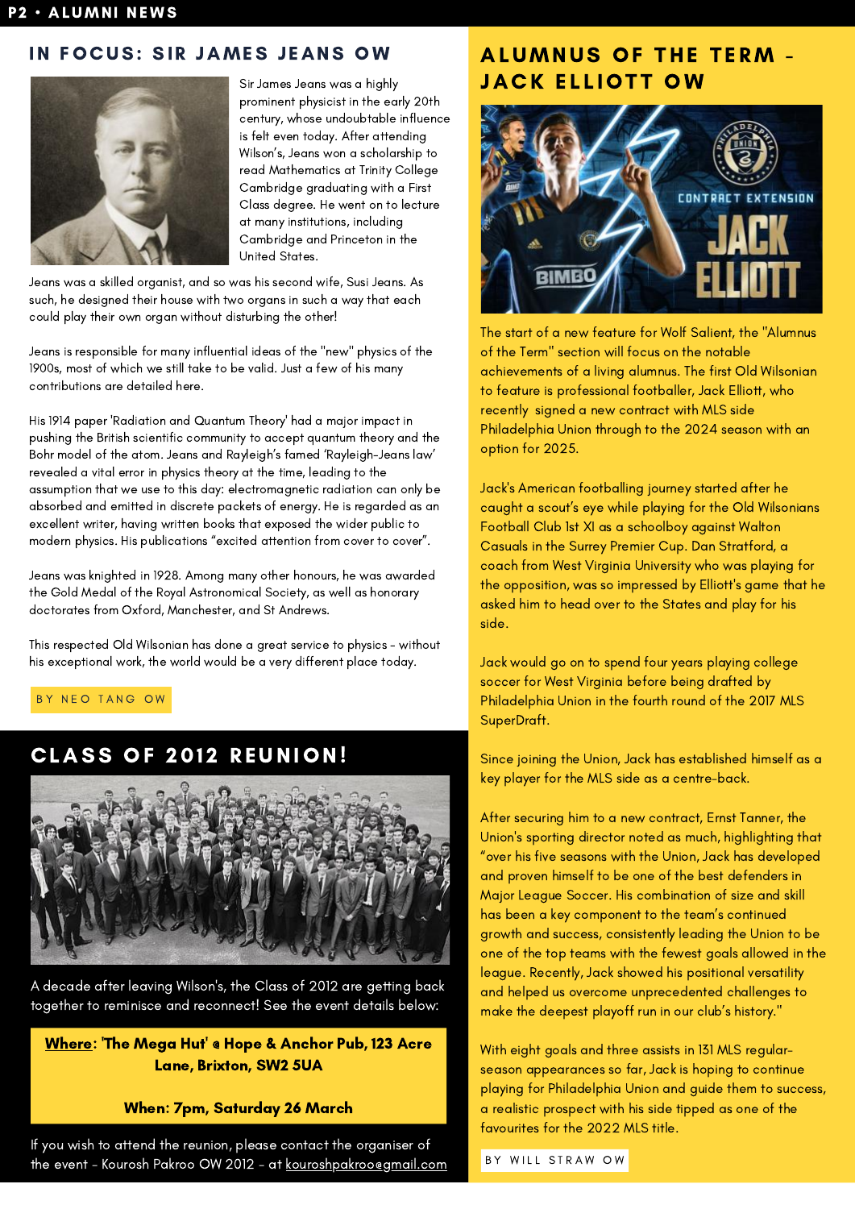## IN FOCUS: SIR JAMES JEANS OW

Sir James Jeans was a highly prominent physicist in the early 20th century, whose undoubtable influence is felt even today. After attending Wilson's, Jeans won a scholarship to read Mathematics at Trinity College Cambridge graduating with a First Class degree. He went on to lecture at many institutions, including Cambridge and Princeton in the United States.

Jeans was a skilled organist, and so was his second wife, Susi Jeans. As such, he designed their house with two organs in such a way that each could play their own organ without disturbing the other!

Jeans is responsible for many influential ideas of the "new" physics of the 1900s, most of which we still take to be valid. Just a few of his many contributions are detailed here.

His 1914 paper 'Radiation and Quantum Theory' had a major impact in pushing the British scientific community to accept quantum theory and the Bohr model of the atom. Jeans and Rayleigh's famed 'Rayleigh-Jeans law' revealed a vital error in physics theory at the time, leading to the assumption that we use to this day: electromagnetic radiation can only be absorbed and emitted in discrete packets of energy. He is regarded as an excellent writer, having written books that exposed the wider public to modern physics. His publications "excited attention from cover to cover".

Jeans was knighted in 1928. Among many other honours, he was awarded the Gold Medal of the Royal Astronomical Society, as well as honorary doctorates from Oxford, Manchester, and St Andrews.

This respected Old Wilsonian has done a great service to physics - without his exceptional work, the world would be a very different place today.

BY NEO TANG OW

## CLASS OF 2012 REUNION!

A decade after leaving Wilson's, the Class of 2012 are getting back together to reminisce and reconnect! See the event details below:

**Where: 'The Mega Hut' @ Hope & Anchor Pub, 123 Acre Lane, Brixton, SW2 5UA**

**When: 7pm, Saturday 26 March**

If you wish to attend the reunion, please contact the organiser of the event - Kourosh Pakroo OW 2012 - at kouroshpakroo@gmail.com

## ALUMNUS OF THE TERM - JACK ELLIOTT OW

The start of a new feature for Wolf Salient, the "Alumnus of the Term" section will focus on the notable achievements of a living alumnus. The first Old Wilsonian to feature is professional footballer, Jack Elliott, who recently signed a new contract with MLS side Philadelphia Union through to the 2024 season with an option for 2025.

Jack's American footballing journey started after he caught a scout's eye while playing for the Old Wilsonians Football Club 1st XI as a schoolboy against Walton Casuals in the Surrey Premier Cup. Dan Stratford, a coach from West Virginia University who was playing for the opposition, was so impressed by Elliott's game that he asked him to head over to the States and play for his side.

Jack would go on to spend four years playing college soccer for West Virginia before being drafted by Philadelphia Union in the fourth round of the 2017 MLS SuperDraft.

Since joining the Union, Jack has established himself as a key player for the MLS side as a centre-back.

After securing him to a new contract, Ernst Tanner, the Union's sporting director noted as much, highlighting that "over his five seasons with the Union, Jack has developed and proven himself to be one of the best defenders in Major League Soccer. His combination of size and skill has been a key component to the team's continued growth and success, consistently leading the Union to be one of the top teams with the fewest goals allowed in the league. Recently, Jack showed his positional versatility and helped us overcome unprecedented challenges to make the deepest playoff run in our club's history."

With eight goals and three assists in 131 MLS regular-season appearances so far, Jack is hoping to continue playing for Philadelphia Union and guide them to success, a realistic prospect with his side tipped as one of the favourites for the 2022 MLS title.

BY WILL STRAW OW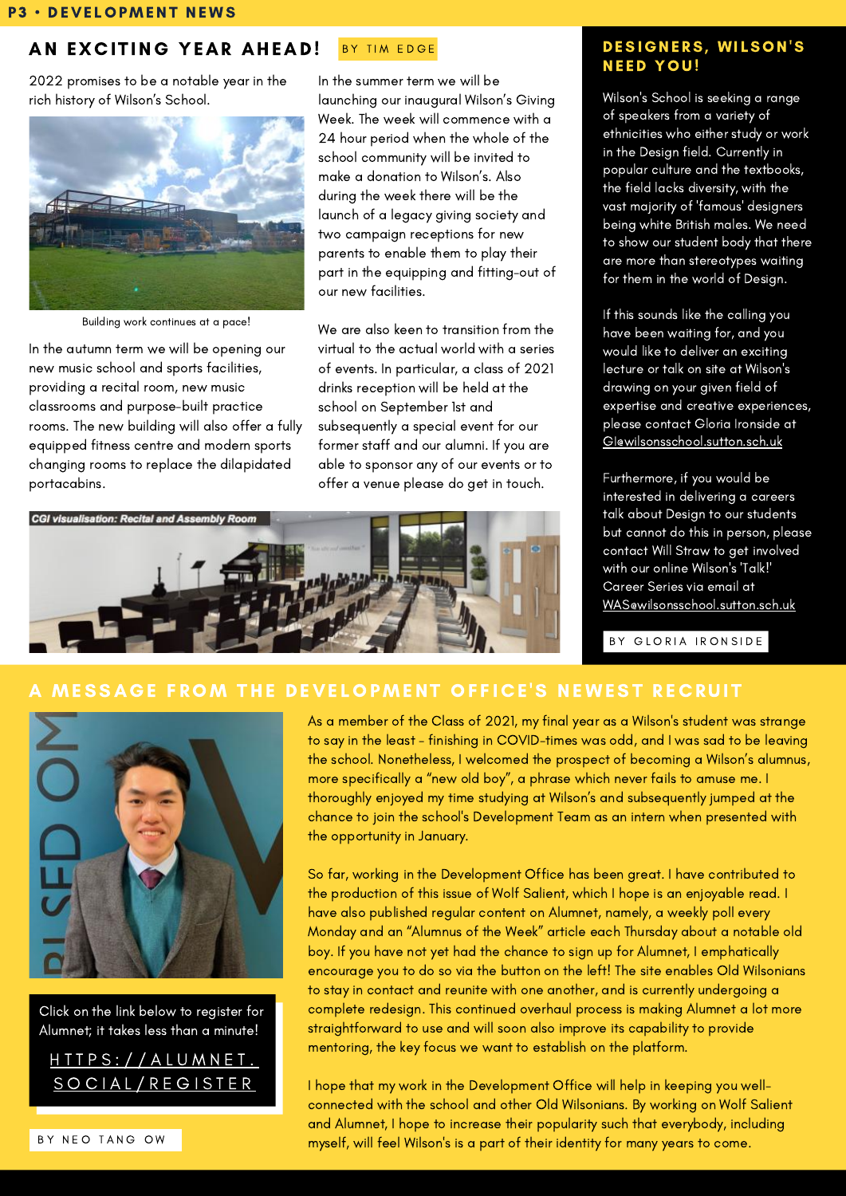## AN EXCITING YEAR AHEAD!

BY TIM EDGE

2022 promises to be a notable year in the rich history of Wilson's School.

Building work continues at a pace!

In the autumn term we will be opening our new music school and sports facilities, providing a recital room, new music classrooms and purpose-built practice rooms. The new building will also offer a fully equipped fitness centre and modern sports changing rooms to replace the dilapidated portacabins.

In the summer term we will be launching our inaugural Wilson's Giving Week. The week will commence with a 24 hour period when the whole of the school community will be invited to make a donation to Wilson's. Also during the week there will be the launch of a legacy giving society and two campaign receptions for new parents to enable them to play their part in the equipping and fitting-out of our new facilities.

We are also keen to transition from the virtual to the actual world with a series of events. In particular, a class of 2021 drinks reception will be held at the school on September 1st and subsequently a special event for our former staff and our alumni. If you are able to sponsor any of our events or to offer a venue please do get in touch.

CGI visualisation: Recital and Assembly Room

## DESIGNERS, WILSON'S NEED YOU!

Wilson's School is seeking a range of speakers from a variety of ethnicities who either study or work in the Design field. Currently in popular culture and the textbooks, the field lacks diversity, with the vast majority of 'famous' designers being white British males. We need to show our student body that there are more than stereotypes waiting for them in the world of Design.

If this sounds like the calling you have been waiting for, and you would like to deliver an exciting lecture or talk on site at Wilson's drawing on your given field of expertise and creative experiences, please contact Gloria Ironside at GI@wilsonsschool.sutton.sch.uk

Furthermore, if you would be interested in delivering a careers talk about Design to our students but cannot do this in person, please contact Will Straw to get involved with our online Wilson's 'Talk!' Career Series via email at WAS@wilsonsschool.sutton.sch.uk

BY GLORIA IRONSIDE

## A MESSAGE FROM THE DEVELOPMENT OFFICE'S NEWEST RECRUIT

Click on the link below to register for Alumnet; it takes less than a minute!

HTTPS://ALUMNET.SOCIAL/REGISTER

BY NEO TANG OW

As a member of the Class of 2021, my final year as a Wilson's student was strange to say in the least - finishing in COVID-times was odd, and I was sad to be leaving the school. Nonetheless, I welcomed the prospect of becoming a Wilson's alumnus, more specifically a "new old boy", a phrase which never fails to amuse me. I thoroughly enjoyed my time studying at Wilson's and subsequently jumped at the chance to join the school's Development Team as an intern when presented with the opportunity in January.

So far, working in the Development Office has been great. I have contributed to the production of this issue of Wolf Salient, which I hope is an enjoyable read. I have also published regular content on Alumnet, namely, a weekly poll every Monday and an "Alumnus of the Week" article each Thursday about a notable old boy. If you have not yet had the chance to sign up for Alumnet, I emphatically encourage you to do so via the button on the left! The site enables Old Wilsonians to stay in contact and reunite with one another, and is currently undergoing a complete redesign. This continued overhaul process is making Alumnet a lot more straightforward to use and will soon also improve its capability to provide mentoring, the key focus we want to establish on the platform.

I hope that my work in the Development Office will help in keeping you well-connected with the school and other Old Wilsonians. By working on Wolf Salient and Alumnet, I hope to increase their popularity such that everybody, including myself, will feel Wilson's is a part of their identity for many years to come.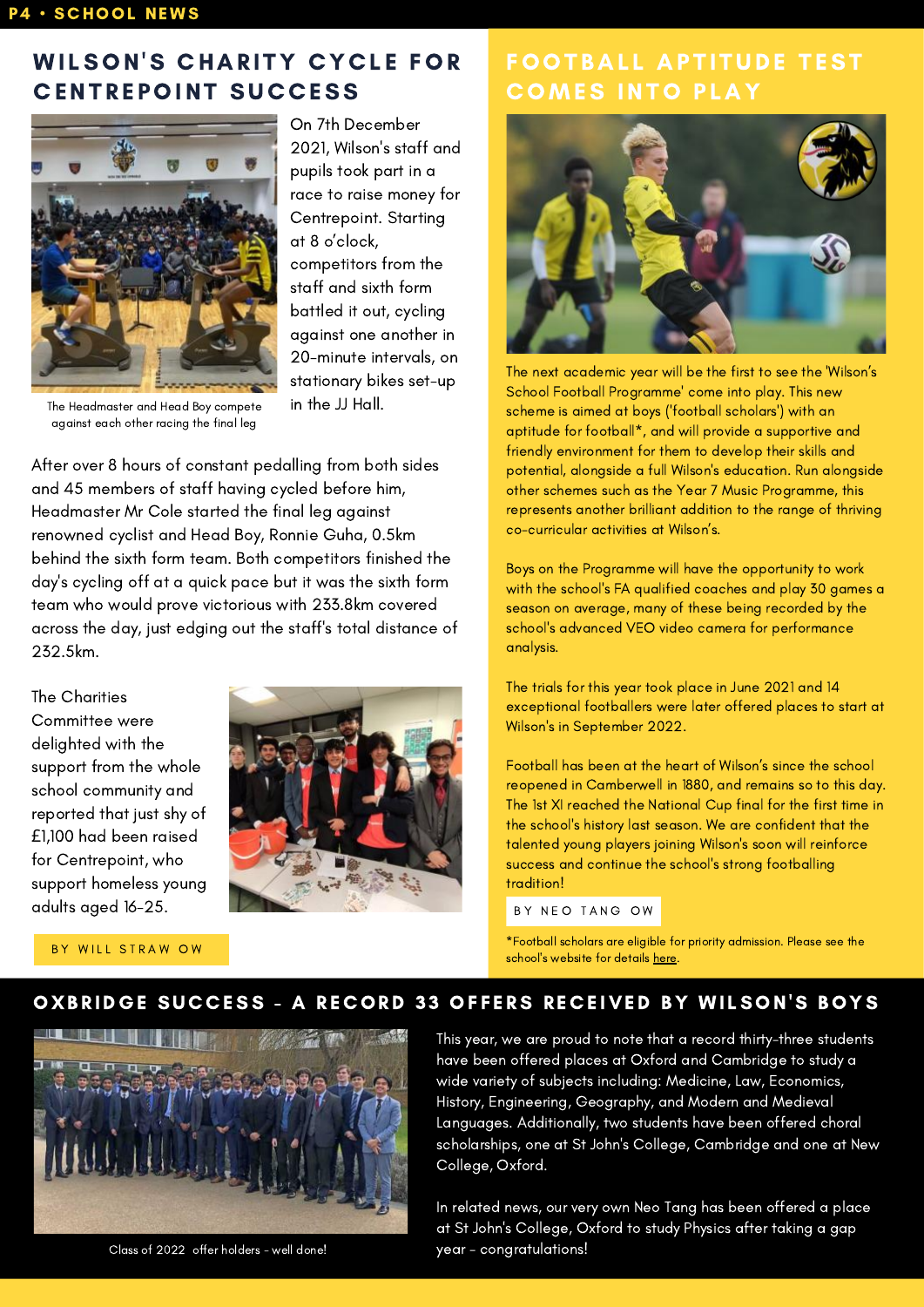## WILSON'S CHARITY CYCLE FOR CENTREPOINT SUCCESS

On 7th December 2021, Wilson's staff and pupils took part in a race to raise money for Centrepoint. Starting at 8 o'clock, competitors from the staff and sixth form battled it out, cycling against one another in 20-minute intervals, on stationary bikes set-up in the JJ Hall.

The Headmaster and Head Boy compete against each other racing the final leg

After over 8 hours of constant pedalling from both sides and 45 members of staff having cycled before him, Headmaster Mr Cole started the final leg against renowned cyclist and Head Boy, Ronnie Guha, 0.5km behind the sixth form team. Both competitors finished the day's cycling off at a quick pace but it was the sixth form team who would prove victorious with 233.8km covered across the day, just edging out the staff's total distance of 232.5km.

The Charities Committee were delighted with the support from the whole school community and reported that just shy of £1,100 had been raised for Centrepoint, who support homeless young adults aged 16-25.

BY WILL STRAW OW

## FOOTBALL APTITUDE TEST COMES INTO PLAY

The next academic year will be the first to see the 'Wilson's School Football Programme' come into play. This new scheme is aimed at boys ('football scholars') with an aptitude for football*, and will provide a supportive and friendly environment for them to develop their skills and potential, alongside a full Wilson's education. Run alongside other schemes such as the Year 7 Music Programme, this represents another brilliant addition to the range of thriving co-curricular activities at Wilson's.

Boys on the Programme will have the opportunity to work with the school's FA qualified coaches and play 30 games a season on average, many of these being recorded by the school's advanced VEO video camera for performance analysis.

The trials for this year took place in June 2021 and 14 exceptional footballers were later offered places to start at Wilson's in September 2022.

Football has been at the heart of Wilson's since the school reopened in Camberwell in 1880, and remains so to this day. The 1st XI reached the National Cup final for the first time in the school's history last season. We are confident that the talented young players joining Wilson's soon will reinforce success and continue the school's strong footballing tradition!

BY NEO TANG OW

*Football scholars are eligible for priority admission. Please see the school's website for details here.

## OXBRIDGE SUCCESS - A RECORD 33 OFFERS RECEIVED BY WILSON'S BOYS

Class of 2022 offer holders - well done!

This year, we are proud to note that a record thirty-three students have been offered places at Oxford and Cambridge to study a wide variety of subjects including: Medicine, Law, Economics, History, Engineering, Geography, and Modern and Medieval Languages. Additionally, two students have been offered choral scholarships, one at St John's College, Cambridge and one at New College, Oxford.

In related news, our very own Neo Tang has been offered a place at St John's College, Oxford to study Physics after taking a gap year - congratulations!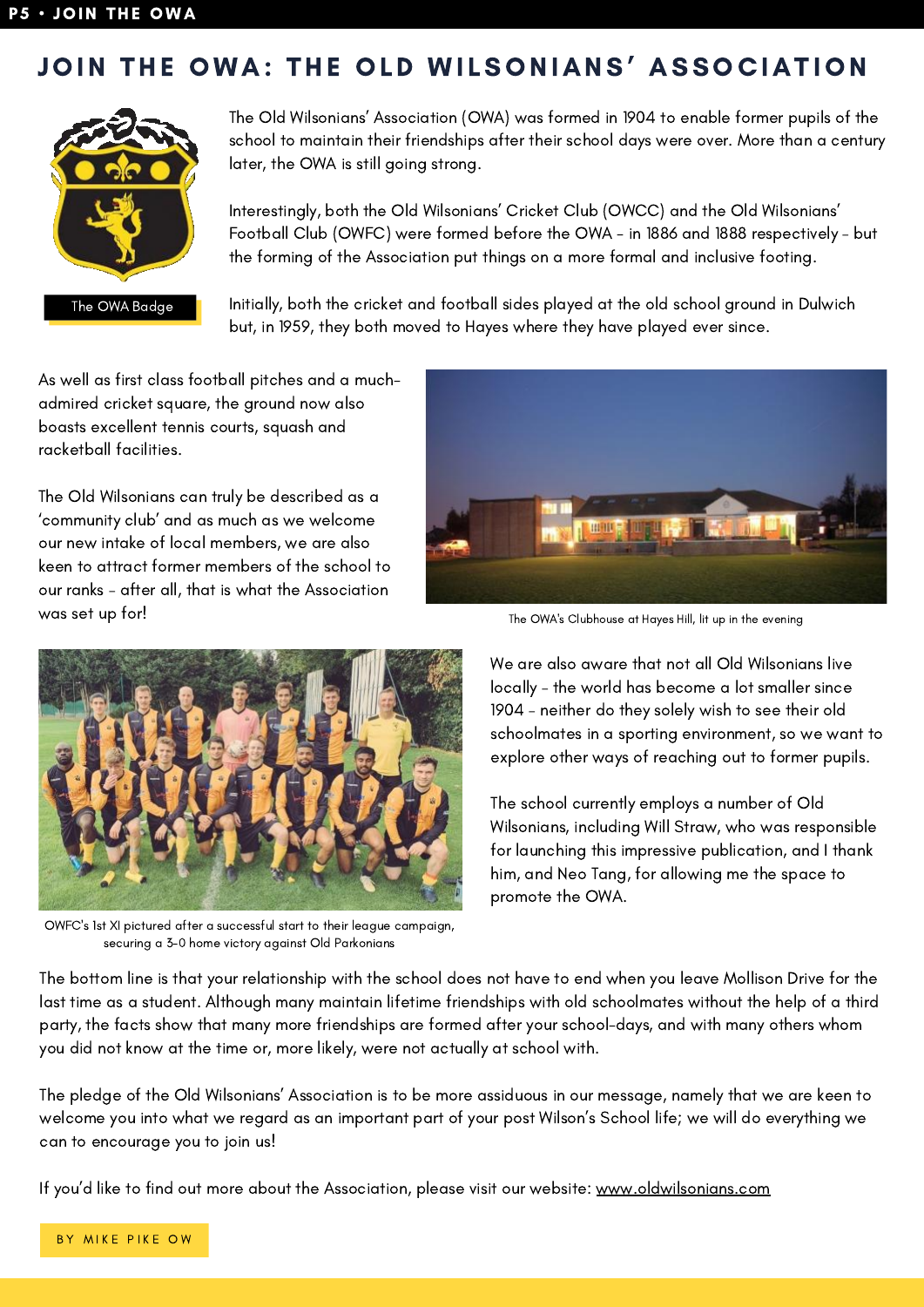# JOIN THE OWA: THE OLD WILSONIANS' ASSOCIATION

The OWA Badge

The Old Wilsonians' Association (OWA) was formed in 1904 to enable former pupils of the school to maintain their friendships after their school days were over. More than a century later, the OWA is still going strong.

Interestingly, both the Old Wilsonians' Cricket Club (OWCC) and the Old Wilsonians' Football Club (OWFC) were formed before the OWA – in 1886 and 1888 respectively – but the forming of the Association put things on a more formal and inclusive footing.

Initially, both the cricket and football sides played at the old school ground in Dulwich but, in 1959, they both moved to Hayes where they have played ever since.

As well as first class football pitches and a much-admired cricket square, the ground now also boasts excellent tennis courts, squash and racketball facilities.

The Old Wilsonians can truly be described as a 'community club' and as much as we welcome our new intake of local members, we are also keen to attract former members of the school to our ranks – after all, that is what the Association was set up for!

The OWA's Clubhouse at Hayes Hill, lit up in the evening

OWFC's 1st XI pictured after a successful start to their league campaign, securing a 3-0 home victory against Old Parkonians

We are also aware that not all Old Wilsonians live locally – the world has become a lot smaller since 1904 – neither do they solely wish to see their old schoolmates in a sporting environment, so we want to explore other ways of reaching out to former pupils.

The school currently employs a number of Old Wilsonians, including Will Straw, who was responsible for launching this impressive publication, and I thank him, and Neo Tang, for allowing me the space to promote the OWA.

The bottom line is that your relationship with the school does not have to end when you leave Mollison Drive for the last time as a student. Although many maintain lifetime friendships with old schoolmates without the help of a third party, the facts show that many more friendships are formed after your school-days, and with many others whom you did not know at the time or, more likely, were not actually at school with.

The pledge of the Old Wilsonians' Association is to be more assiduous in our message, namely that we are keen to welcome you into what we regard as an important part of your post Wilson's School life; we will do everything we can to encourage you to join us!

If you'd like to find out more about the Association, please visit our website: www.oldwilsonians.com

BY MIKE PIKE OW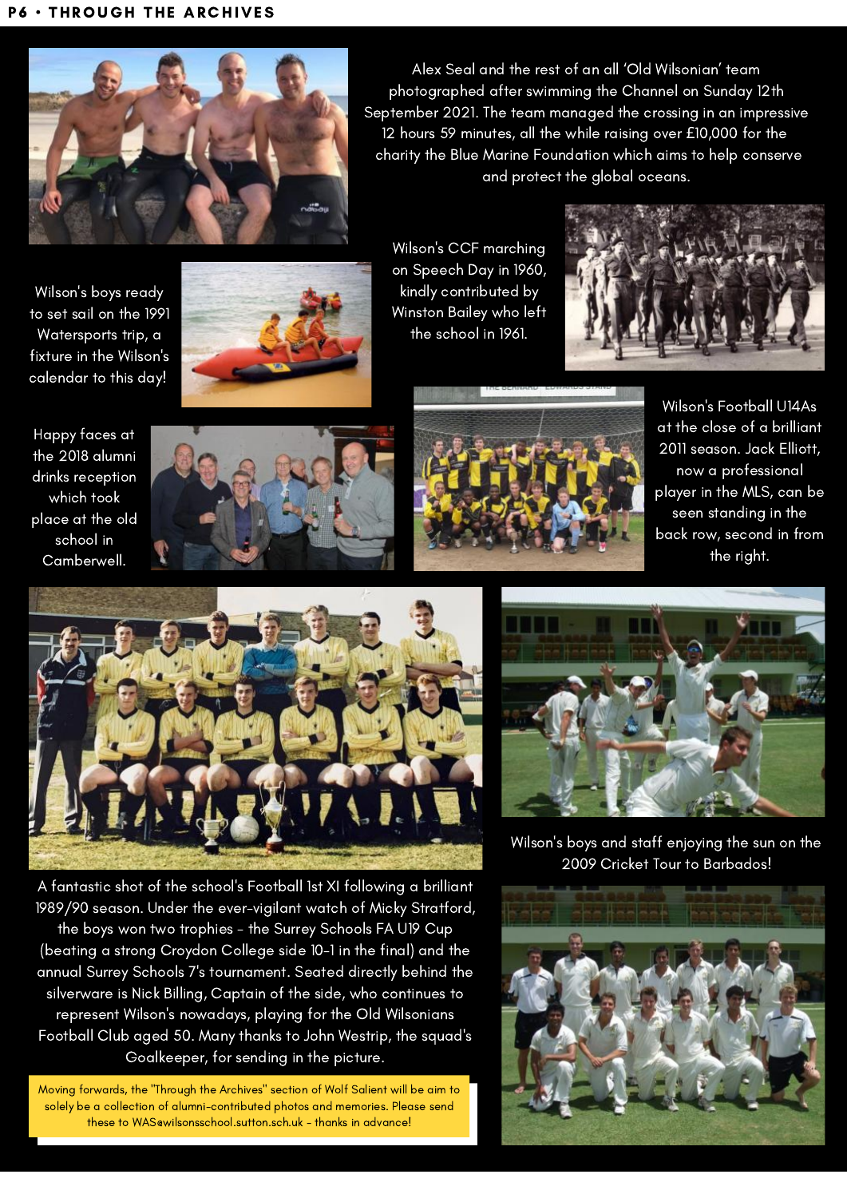Alex Seal and the rest of an all 'Old Wilsonian' team photographed after swimming the Channel on Sunday 12th September 2021. The team managed the crossing in an impressive 12 hours 59 minutes, all the while raising over £10,000 for the charity the Blue Marine Foundation which aims to help conserve and protect the global oceans.

Wilson's CCF marching on Speech Day in 1960, kindly contributed by Winston Bailey who left the school in 1961.

Wilson's boys ready to set sail on the 1991 Watersports trip, a fixture in the Wilson's calendar to this day!

Happy faces at the 2018 alumni drinks reception which took place at the old school in Camberwell.

Wilson's Football U14As at the close of a brilliant 2011 season. Jack Elliott, now a professional player in the MLS, can be seen standing in the back row, second in from the right.

A fantastic shot of the school's Football 1st XI following a brilliant 1989/90 season. Under the ever-vigilant watch of Micky Stratford, the boys won two trophies - the Surrey Schools FA U19 Cup (beating a strong Croydon College side 10-1 in the final) and the annual Surrey Schools 7's tournament. Seated directly behind the silverware is Nick Billing, Captain of the side, who continues to represent Wilson's nowadays, playing for the Old Wilsonians Football Club aged 50. Many thanks to John Westrip, the squad's Goalkeeper, for sending in the picture.

Wilson's boys and staff enjoying the sun on the 2009 Cricket Tour to Barbados!

Moving forwards, the "Through the Archives" section of Wolf Salient will be aim to solely be a collection of alumni-contributed photos and memories. Please send these to WAS@wilsonsschool.sutton.sch.uk - thanks in advance!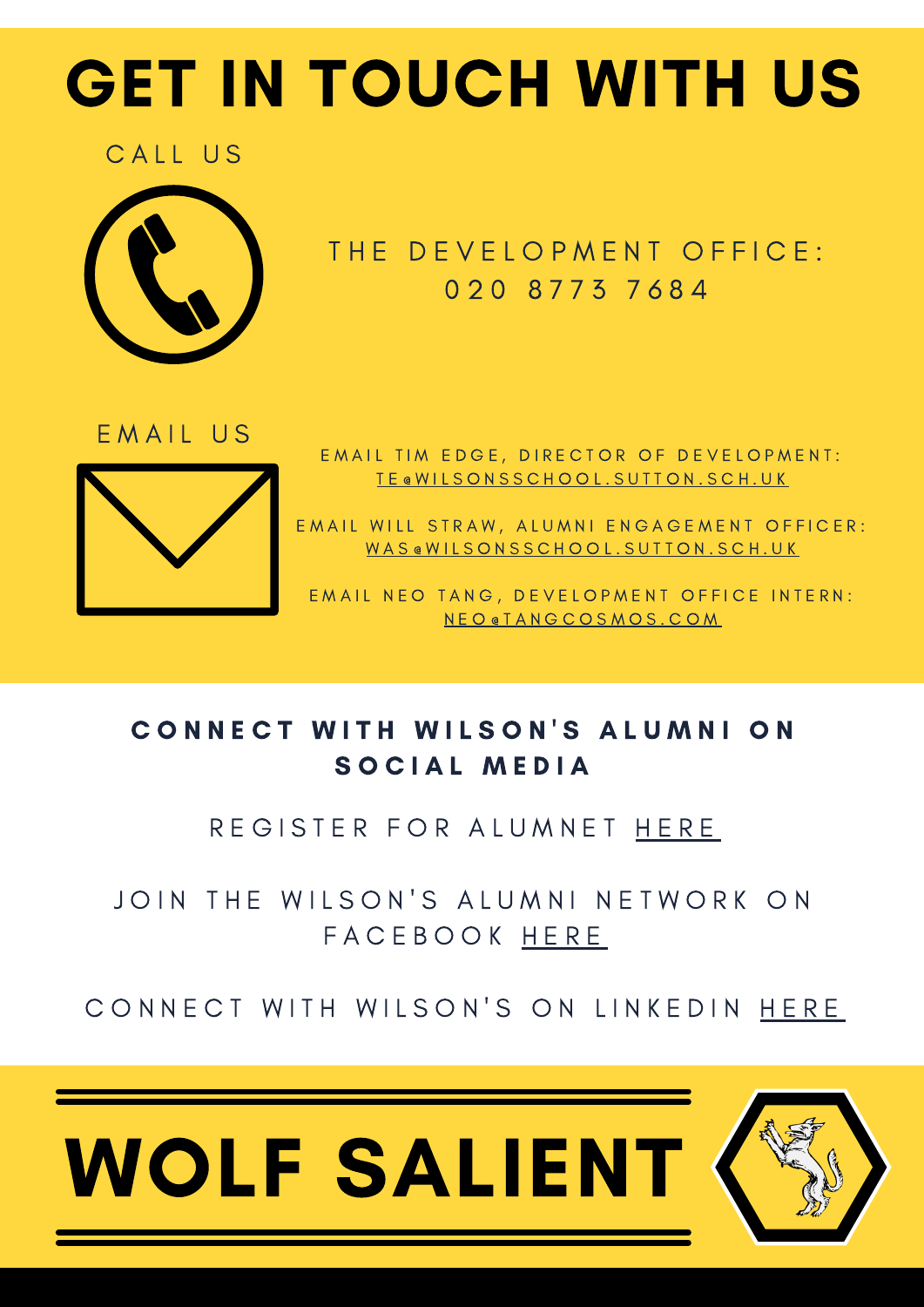# GET IN TOUCH WITH US

## CALL US

THE DEVELOPMENT OFFICE:
020 8773 7684

## EMAIL US

EMAIL TIM EDGE, DIRECTOR OF DEVELOPMENT:
TE@WILSONSSCHOOL.SUTTON.SCH.UK

EMAIL WILL STRAW, ALUMNI ENGAGEMENT OFFICER:
WAS@WILSONSSCHOOL.SUTTON.SCH.UK

EMAIL NEO TANG, DEVELOPMENT OFFICE INTERN:
NEO@TANGCOSMOS.COM

## CONNECT WITH WILSON'S ALUMNI ON SOCIAL MEDIA

REGISTER FOR ALUMNET HERE

JOIN THE WILSON'S ALUMNI NETWORK ON FACEBOOK HERE

CONNECT WITH WILSON'S ON LINKEDIN HERE

# WOLF SALIENT